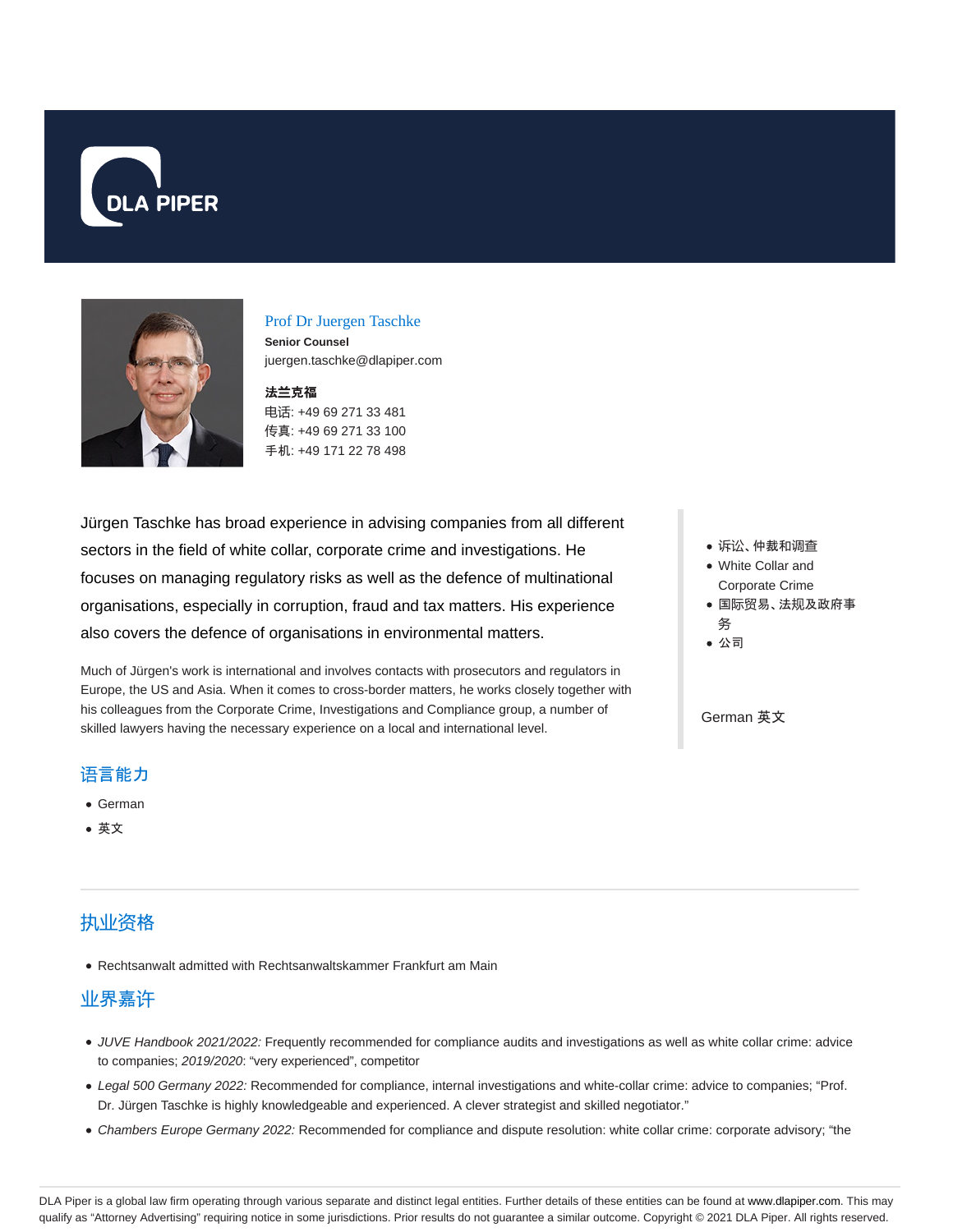DLA PIPER

## Prof Dr Juergen Taschke

**Senior Counsel**

juergen.taschke@dlapiper.com

**法兰克福**

电话: +49 69 271 33 481

传真: +49 69 271 33 100

手机: +49 171 22 78 498

Jürgen Taschke has broad experience in advising companies from all different sectors in the field of white collar, corporate crime and investigations. He focuses on managing regulatory risks as well as the defence of multinational organisations, especially in corruption, fraud and tax matters. His experience also covers the defence of organisations in environmental matters.

Much of Jürgen's work is international and involves contacts with prosecutors and regulators in Europe, the US and Asia. When it comes to cross-border matters, he works closely together with his colleagues from the Corporate Crime, Investigations and Compliance group, a number of skilled lawyers having the necessary experience on a local and international level.

- 诉讼、仲裁和调查
- White Collar and Corporate Crime
- 国际贸易、法规及政府事务
- 公司

German 英文

## 语言能力

- German
- 英文

## 执业资格

- Rechtsanwalt admitted with Rechtsanwaltskammer Frankfurt am Main

## 业界嘉许

- *JUVE Handbook 2021/2022:* Frequently recommended for compliance audits and investigations as well as white collar crime: advice to companies; *2019/2020*: "very experienced", competitor
- *Legal 500 Germany 2022:* Recommended for compliance, internal investigations and white-collar crime: advice to companies; "Prof. Dr. Jürgen Taschke is highly knowledgeable and experienced. A clever strategist and skilled negotiator."
- *Chambers Europe Germany 2022:* Recommended for compliance and dispute resolution: white collar crime: corporate advisory; "the

DLA Piper is a global law firm operating through various separate and distinct legal entities. Further details of these entities can be found at www.dlapiper.com. This may qualify as "Attorney Advertising" requiring notice in some jurisdictions. Prior results do not guarantee a similar outcome. Copyright © 2021 DLA Piper. All rights reserved.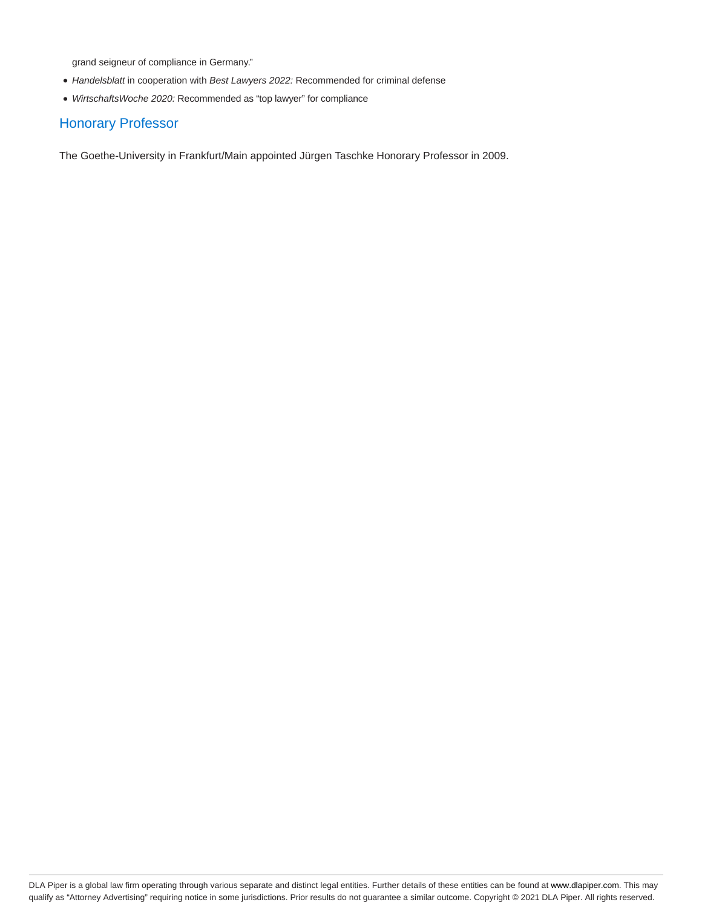grand seigneur of compliance in Germany."

- *Handelsblatt* in cooperation with *Best Lawyers 2022:* Recommended for criminal defense
- *WirtschaftsWoche 2020:* Recommended as "top lawyer" for compliance

## Honorary Professor

The Goethe-University in Frankfurt/Main appointed Jürgen Taschke Honorary Professor in 2009.

DLA Piper is a global law firm operating through various separate and distinct legal entities. Further details of these entities can be found at www.dlapiper.com. This may qualify as "Attorney Advertising" requiring notice in some jurisdictions. Prior results do not guarantee a similar outcome. Copyright © 2021 DLA Piper. All rights reserved.